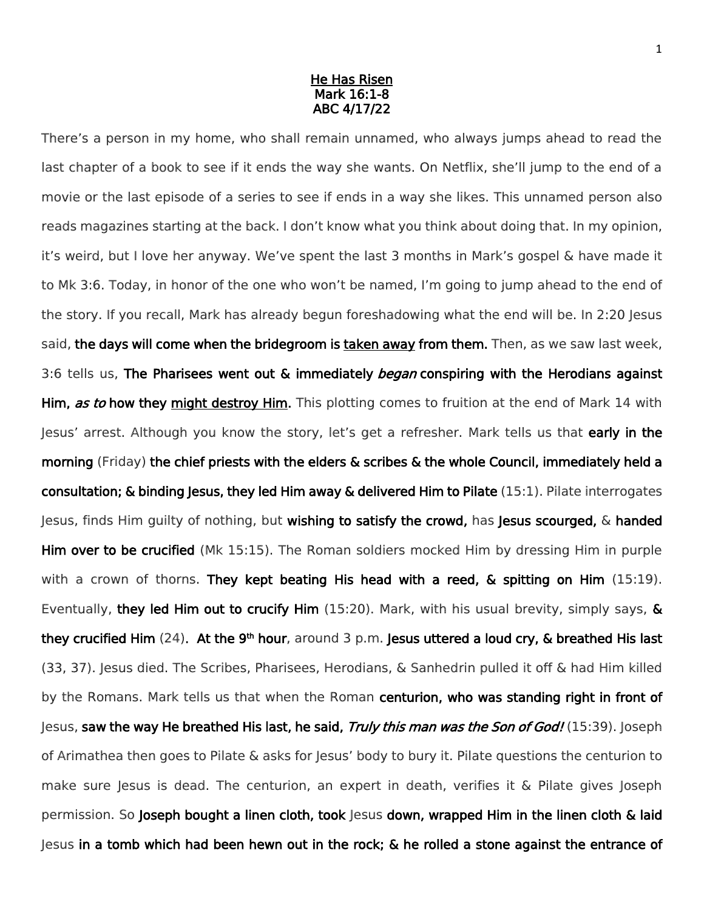**He Has Risen**
**Mark 16:1-8**
**ABC 4/17/22**

There's a person in my home, who shall remain unnamed, who always jumps ahead to read the last chapter of a book to see if it ends the way she wants. On Netflix, she'll jump to the end of a movie or the last episode of a series to see if ends in a way she likes. This unnamed person also reads magazines starting at the back. I don't know what you think about doing that. In my opinion, it's weird, but I love her anyway. We've spent the last 3 months in Mark's gospel & have made it to Mk 3:6. Today, in honor of the one who won't be named, I'm going to jump ahead to the end of the story. If you recall, Mark has already begun foreshadowing what the end will be. In 2:20 Jesus said, **the days will come when the bridegroom is <u>taken away</u> from them.** Then, as we saw last week, 3:6 tells us, **The Pharisees went out & immediately *began* conspiring with the Herodians against Him, *as to* how they <u>might destroy Him</u>.** This plotting comes to fruition at the end of Mark 14 with Jesus' arrest. Although you know the story, let's get a refresher. Mark tells us that **early in the morning** (Friday) **the chief priests with the elders & scribes & the whole Council, immediately held a consultation; & binding Jesus, they led Him away & delivered Him to Pilate** (15:1). Pilate interrogates Jesus, finds Him guilty of nothing, but **wishing to satisfy the crowd,** has **Jesus scourged,** & **handed Him over to be crucified** (Mk 15:15). The Roman soldiers mocked Him by dressing Him in purple with a crown of thorns. **They kept beating His head with a reed, & spitting on Him** (15:19). Eventually, **they led Him out to crucify Him** (15:20). Mark, with his usual brevity, simply says, **& they crucified Him** (24). **At the 9th hour**, around 3 p.m. **Jesus uttered a loud cry, & breathed His last** (33, 37). Jesus died. The Scribes, Pharisees, Herodians, & Sanhedrin pulled it off & had Him killed by the Romans. Mark tells us that when the Roman **centurion, who was standing right in front of** Jesus, **saw the way He breathed His last, he said, *Truly this man was the Son of God!*** (15:39). Joseph of Arimathea then goes to Pilate & asks for Jesus' body to bury it. Pilate questions the centurion to make sure Jesus is dead. The centurion, an expert in death, verifies it & Pilate gives Joseph permission. So **Joseph bought a linen cloth, took** Jesus **down, wrapped Him in the linen cloth & laid** Jesus **in a tomb which had been hewn out in the rock; & he rolled a stone against the entrance of**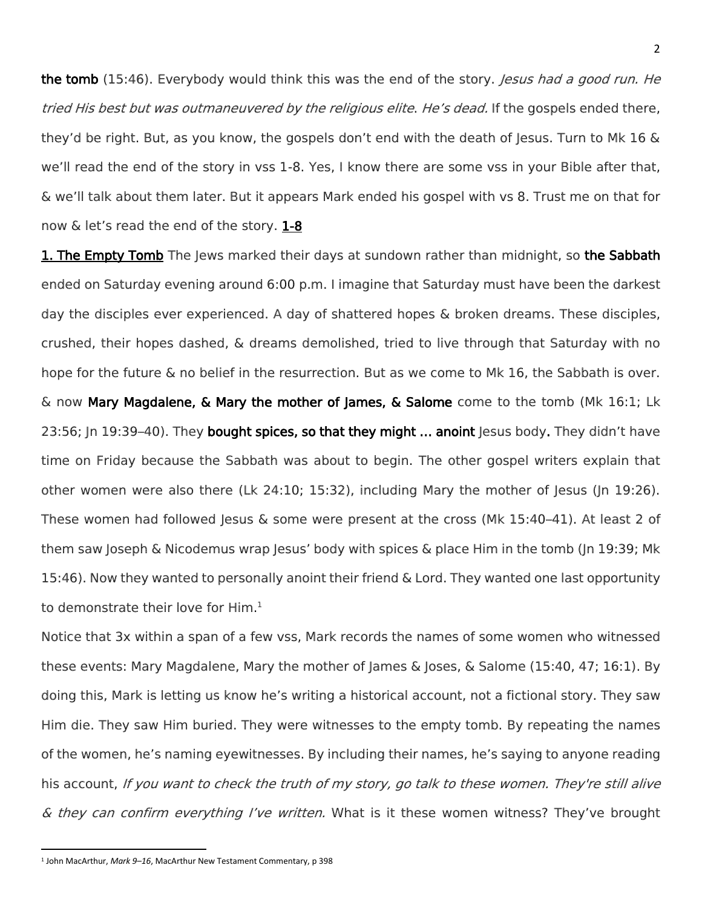**the tomb** (15:46). Everybody would think this was the end of the story. *Jesus had a good run. He tried His best but was outmaneuvered by the religious elite. He's dead.* If the gospels ended there, they'd be right. But, as you know, the gospels don't end with the death of Jesus. Turn to Mk 16 & we'll read the end of the story in vss 1-8. Yes, I know there are some vss in your Bible after that, & we'll talk about them later. But it appears Mark ended his gospel with vs 8. Trust me on that for now & let's read the end of the story. **1-8**

**1. The Empty Tomb** The Jews marked their days at sundown rather than midnight, so **the Sabbath** ended on Saturday evening around 6:00 p.m. I imagine that Saturday must have been the darkest day the disciples ever experienced. A day of shattered hopes & broken dreams. These disciples, crushed, their hopes dashed, & dreams demolished, tried to live through that Saturday with no hope for the future & no belief in the resurrection. But as we come to Mk 16, the Sabbath is over. & now **Mary Magdalene, & Mary the mother of James, & Salome** come to the tomb (Mk 16:1; Lk 23:56; Jn 19:39–40). They **bought spices, so that they might … anoint** Jesus body**.** They didn't have time on Friday because the Sabbath was about to begin. The other gospel writers explain that other women were also there (Lk 24:10; 15:32), including Mary the mother of Jesus (Jn 19:26). These women had followed Jesus & some were present at the cross (Mk 15:40–41). At least 2 of them saw Joseph & Nicodemus wrap Jesus' body with spices & place Him in the tomb (Jn 19:39; Mk 15:46). Now they wanted to personally anoint their friend & Lord. They wanted one last opportunity to demonstrate their love for Him.[1]

Notice that 3x within a span of a few vss, Mark records the names of some women who witnessed these events: Mary Magdalene, Mary the mother of James & Joses, & Salome (15:40, 47; 16:1). By doing this, Mark is letting us know he's writing a historical account, not a fictional story. They saw Him die. They saw Him buried. They were witnesses to the empty tomb. By repeating the names of the women, he's naming eyewitnesses. By including their names, he's saying to anyone reading his account, *If you want to check the truth of my story, go talk to these women. They're still alive & they can confirm everything I've written.* What is it these women witness? They've brought

[1] John MacArthur, *Mark 9–16*, MacArthur New Testament Commentary, p 398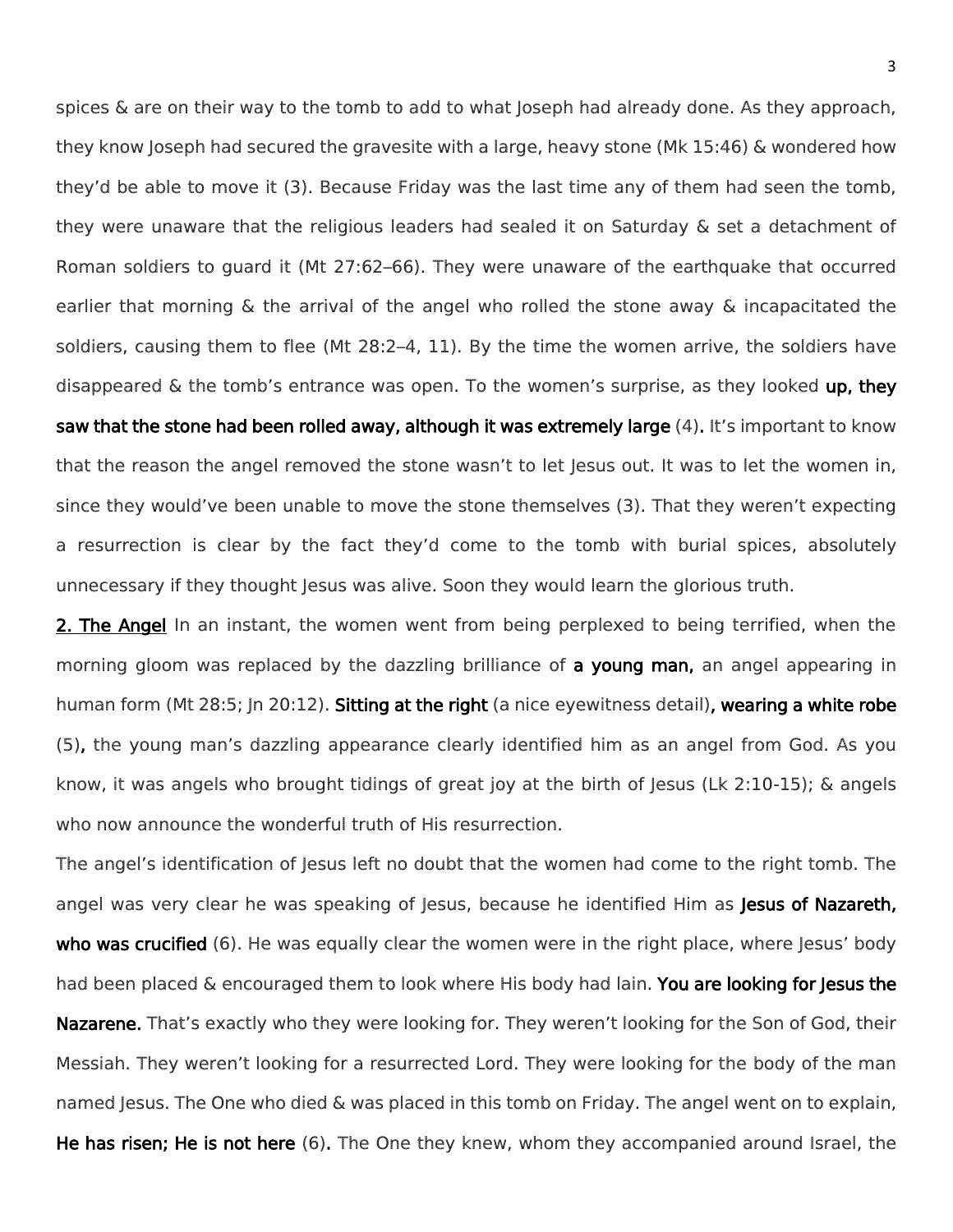spices & are on their way to the tomb to add to what Joseph had already done. As they approach, they know Joseph had secured the gravesite with a large, heavy stone (Mk 15:46) & wondered how they'd be able to move it (3). Because Friday was the last time any of them had seen the tomb, they were unaware that the religious leaders had sealed it on Saturday & set a detachment of Roman soldiers to guard it (Mt 27:62–66). They were unaware of the earthquake that occurred earlier that morning & the arrival of the angel who rolled the stone away & incapacitated the soldiers, causing them to flee (Mt 28:2–4, 11). By the time the women arrive, the soldiers have disappeared & the tomb's entrance was open. To the women's surprise, as they looked **up, they saw that the stone had been rolled away, although it was extremely large** (4). It's important to know that the reason the angel removed the stone wasn't to let Jesus out. It was to let the women in, since they would've been unable to move the stone themselves (3). That they weren't expecting a resurrection is clear by the fact they'd come to the tomb with burial spices, absolutely unnecessary if they thought Jesus was alive. Soon they would learn the glorious truth.

**2. The Angel** In an instant, the women went from being perplexed to being terrified, when the morning gloom was replaced by the dazzling brilliance of **a young man,** an angel appearing in human form (Mt 28:5; Jn 20:12). **Sitting at the right** (a nice eyewitness detail)**, wearing a white robe** (5)**,** the young man's dazzling appearance clearly identified him as an angel from God. As you know, it was angels who brought tidings of great joy at the birth of Jesus (Lk 2:10-15); & angels who now announce the wonderful truth of His resurrection.

The angel's identification of Jesus left no doubt that the women had come to the right tomb. The angel was very clear he was speaking of Jesus, because he identified Him as **Jesus of Nazareth, who was crucified** (6). He was equally clear the women were in the right place, where Jesus' body had been placed & encouraged them to look where His body had lain. **You are looking for Jesus the Nazarene.** That's exactly who they were looking for. They weren't looking for the Son of God, their Messiah. They weren't looking for a resurrected Lord. They were looking for the body of the man named Jesus. The One who died & was placed in this tomb on Friday. The angel went on to explain, **He has risen; He is not here** (6). The One they knew, whom they accompanied around Israel, the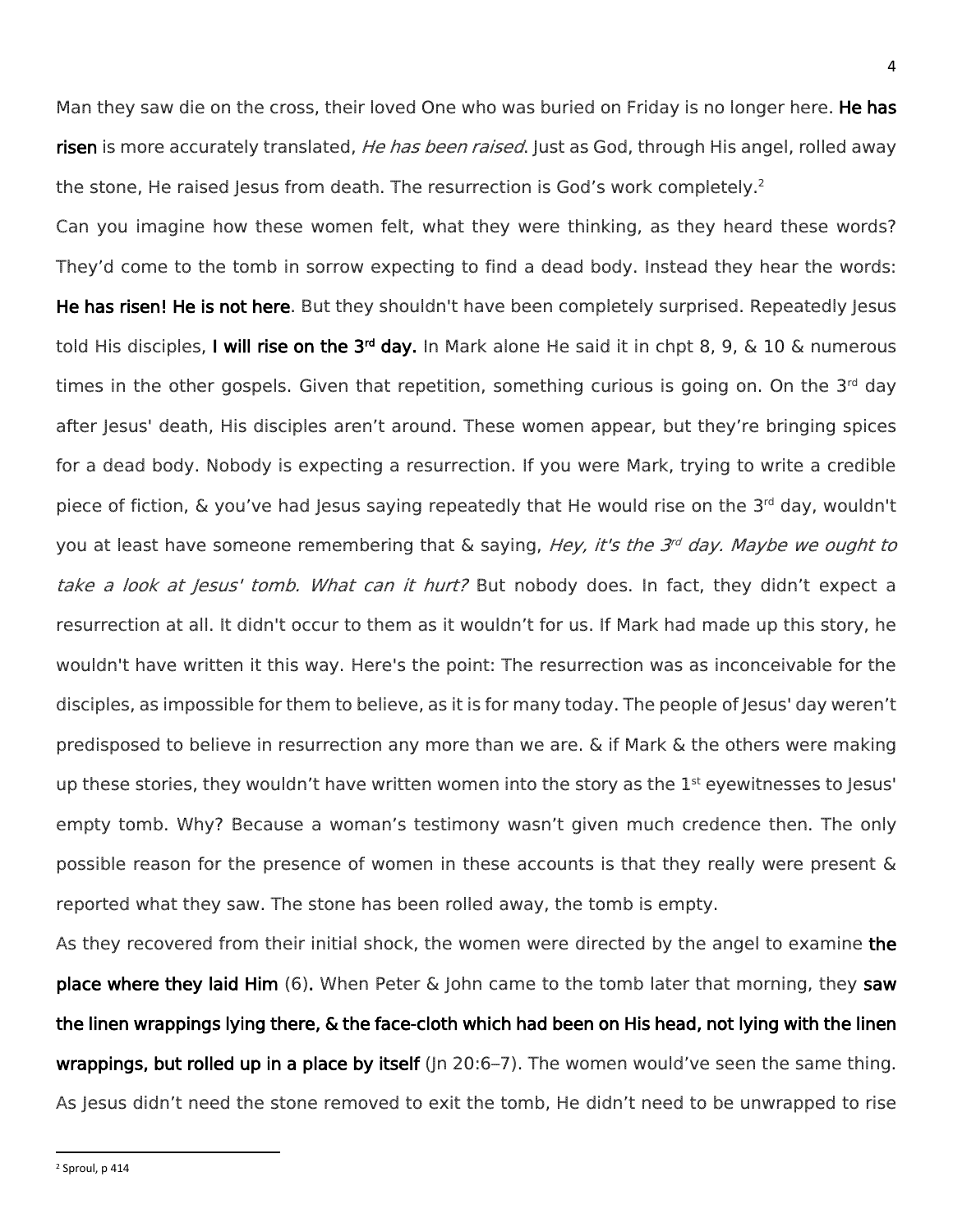Man they saw die on the cross, their loved One who was buried on Friday is no longer here. **He has risen** is more accurately translated, *He has been raised*. Just as God, through His angel, rolled away the stone, He raised Jesus from death. The resurrection is God's work completely.[2]

Can you imagine how these women felt, what they were thinking, as they heard these words? They'd come to the tomb in sorrow expecting to find a dead body. Instead they hear the words: **He has risen! He is not here**. But they shouldn't have been completely surprised. Repeatedly Jesus told His disciples, **I will rise on the 3rd day.** In Mark alone He said it in chpt 8, 9, & 10 & numerous times in the other gospels. Given that repetition, something curious is going on. On the 3rd day after Jesus' death, His disciples aren't around. These women appear, but they're bringing spices for a dead body. Nobody is expecting a resurrection. If you were Mark, trying to write a credible piece of fiction, & you've had Jesus saying repeatedly that He would rise on the 3rd day, wouldn't you at least have someone remembering that & saying, *Hey, it's the 3rd day. Maybe we ought to take a look at Jesus' tomb. What can it hurt?* But nobody does. In fact, they didn't expect a resurrection at all. It didn't occur to them as it wouldn't for us. If Mark had made up this story, he wouldn't have written it this way. Here's the point: The resurrection was as inconceivable for the disciples, as impossible for them to believe, as it is for many today. The people of Jesus' day weren't predisposed to believe in resurrection any more than we are. & if Mark & the others were making up these stories, they wouldn't have written women into the story as the 1st eyewitnesses to Jesus' empty tomb. Why? Because a woman's testimony wasn't given much credence then. The only possible reason for the presence of women in these accounts is that they really were present & reported what they saw. The stone has been rolled away, the tomb is empty.

As they recovered from their initial shock, the women were directed by the angel to examine **the place where they laid Him** (6). When Peter & John came to the tomb later that morning, they **saw the linen wrappings lying there, & the face-cloth which had been on His head, not lying with the linen wrappings, but rolled up in a place by itself** (Jn 20:6–7). The women would've seen the same thing. As Jesus didn't need the stone removed to exit the tomb, He didn't need to be unwrapped to rise

[2] Sproul, p 414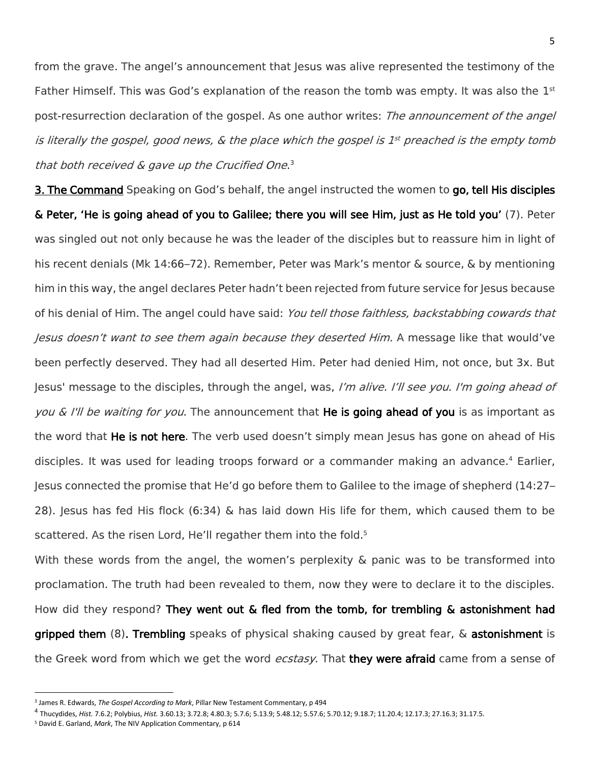from the grave. The angel's announcement that Jesus was alive represented the testimony of the Father Himself. This was God's explanation of the reason the tomb was empty. It was also the 1st post-resurrection declaration of the gospel. As one author writes: *The announcement of the angel is literally the gospel, good news, & the place which the gospel is 1st preached is the empty tomb that both received & gave up the Crucified One*.[3]

**3. The Command** Speaking on God's behalf, the angel instructed the women to **go, tell His disciples & Peter, 'He is going ahead of you to Galilee; there you will see Him, just as He told you'** (7). Peter was singled out not only because he was the leader of the disciples but to reassure him in light of his recent denials (Mk 14:66–72). Remember, Peter was Mark's mentor & source, & by mentioning him in this way, the angel declares Peter hadn't been rejected from future service for Jesus because of his denial of Him. The angel could have said: *You tell those faithless, backstabbing cowards that Jesus doesn't want to see them again because they deserted Him.* A message like that would've been perfectly deserved. They had all deserted Him. Peter had denied Him, not once, but 3x. But Jesus' message to the disciples, through the angel, was, *I'm alive. I'll see you. I'm going ahead of you & I'll be waiting for you.* The announcement that **He is going ahead of you** is as important as the word that **He is not here**. The verb used doesn't simply mean Jesus has gone on ahead of His disciples. It was used for leading troops forward or a commander making an advance.[4] Earlier, Jesus connected the promise that He'd go before them to Galilee to the image of shepherd (14:27–28). Jesus has fed His flock (6:34) & has laid down His life for them, which caused them to be scattered. As the risen Lord, He'll regather them into the fold.[5]

With these words from the angel, the women's perplexity & panic was to be transformed into proclamation. The truth had been revealed to them, now they were to declare it to the disciples. How did they respond? **They went out & fled from the tomb, for trembling & astonishment had gripped them** (8). **Trembling** speaks of physical shaking caused by great fear, & **astonishment** is the Greek word from which we get the word *ecstasy*. That **they were afraid** came from a sense of

---

[3] James R. Edwards, *The Gospel According to Mark*, Pillar New Testament Commentary, p 494

[4] Thucydides, *Hist.* 7.6.2; Polybius, *Hist.* 3.60.13; 3.72.8; 4.80.3; 5.7.6; 5.13.9; 5.48.12; 5.57.6; 5.70.12; 9.18.7; 11.20.4; 12.17.3; 27.16.3; 31.17.5.

[5] David E. Garland, *Mark*, The NIV Application Commentary, p 614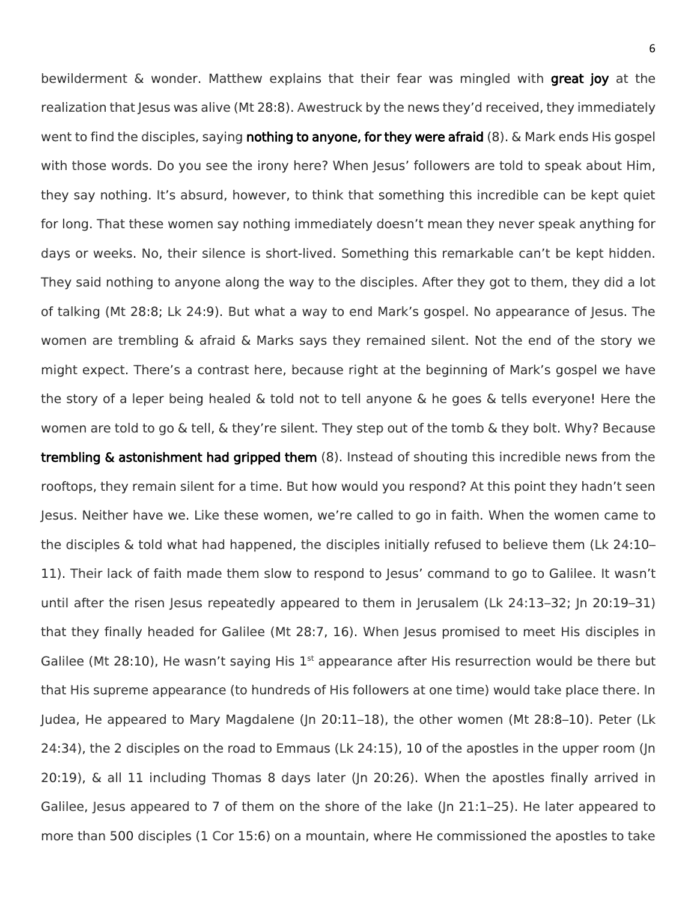bewilderment & wonder. Matthew explains that their fear was mingled with **great joy** at the realization that Jesus was alive (Mt 28:8). Awestruck by the news they'd received, they immediately went to find the disciples, saying **nothing to anyone, for they were afraid** (8). & Mark ends His gospel with those words. Do you see the irony here? When Jesus' followers are told to speak about Him, they say nothing. It's absurd, however, to think that something this incredible can be kept quiet for long. That these women say nothing immediately doesn't mean they never speak anything for days or weeks. No, their silence is short-lived. Something this remarkable can't be kept hidden. They said nothing to anyone along the way to the disciples. After they got to them, they did a lot of talking (Mt 28:8; Lk 24:9). But what a way to end Mark's gospel. No appearance of Jesus. The women are trembling & afraid & Marks says they remained silent. Not the end of the story we might expect. There's a contrast here, because right at the beginning of Mark's gospel we have the story of a leper being healed & told not to tell anyone & he goes & tells everyone! Here the women are told to go & tell, & they're silent. They step out of the tomb & they bolt. Why? Because **trembling & astonishment had gripped them** (8). Instead of shouting this incredible news from the rooftops, they remain silent for a time. But how would you respond? At this point they hadn't seen Jesus. Neither have we. Like these women, we're called to go in faith. When the women came to the disciples & told what had happened, the disciples initially refused to believe them (Lk 24:10–11). Their lack of faith made them slow to respond to Jesus' command to go to Galilee. It wasn't until after the risen Jesus repeatedly appeared to them in Jerusalem (Lk 24:13–32; Jn 20:19–31) that they finally headed for Galilee (Mt 28:7, 16). When Jesus promised to meet His disciples in Galilee (Mt 28:10), He wasn't saying His 1st appearance after His resurrection would be there but that His supreme appearance (to hundreds of His followers at one time) would take place there. In Judea, He appeared to Mary Magdalene (Jn 20:11–18), the other women (Mt 28:8–10). Peter (Lk 24:34), the 2 disciples on the road to Emmaus (Lk 24:15), 10 of the apostles in the upper room (Jn 20:19), & all 11 including Thomas 8 days later (Jn 20:26). When the apostles finally arrived in Galilee, Jesus appeared to 7 of them on the shore of the lake (Jn 21:1–25). He later appeared to more than 500 disciples (1 Cor 15:6) on a mountain, where He commissioned the apostles to take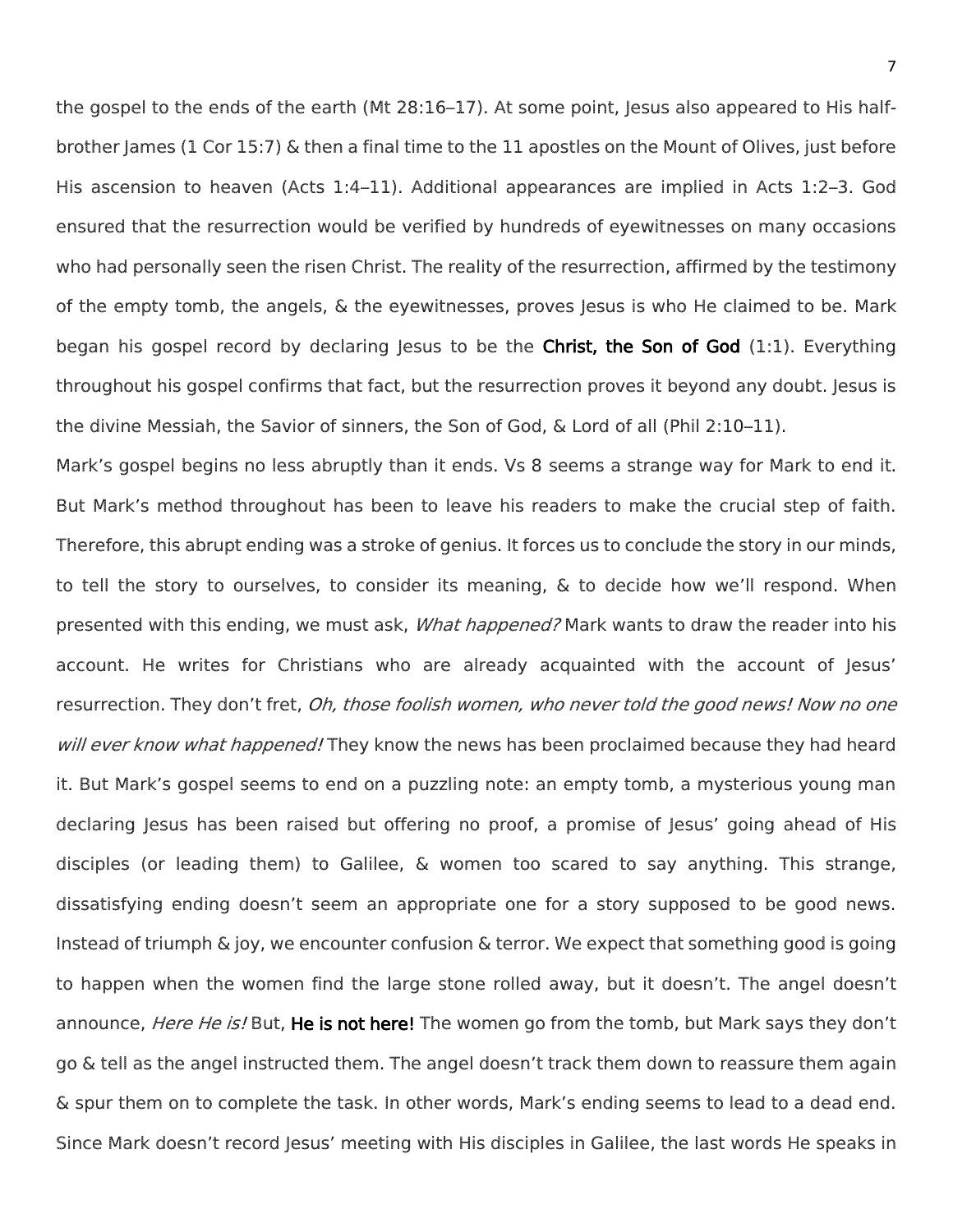the gospel to the ends of the earth (Mt 28:16–17). At some point, Jesus also appeared to His half-brother James (1 Cor 15:7) & then a final time to the 11 apostles on the Mount of Olives, just before His ascension to heaven (Acts 1:4–11). Additional appearances are implied in Acts 1:2–3. God ensured that the resurrection would be verified by hundreds of eyewitnesses on many occasions who had personally seen the risen Christ. The reality of the resurrection, affirmed by the testimony of the empty tomb, the angels, & the eyewitnesses, proves Jesus is who He claimed to be. Mark began his gospel record by declaring Jesus to be the **Christ, the Son of God** (1:1). Everything throughout his gospel confirms that fact, but the resurrection proves it beyond any doubt. Jesus is the divine Messiah, the Savior of sinners, the Son of God, & Lord of all (Phil 2:10–11).

Mark's gospel begins no less abruptly than it ends. Vs 8 seems a strange way for Mark to end it. But Mark's method throughout has been to leave his readers to make the crucial step of faith. Therefore, this abrupt ending was a stroke of genius. It forces us to conclude the story in our minds, to tell the story to ourselves, to consider its meaning, & to decide how we'll respond. When presented with this ending, we must ask, *What happened?* Mark wants to draw the reader into his account. He writes for Christians who are already acquainted with the account of Jesus' resurrection. They don't fret, *Oh, those foolish women, who never told the good news! Now no one will ever know what happened!* They know the news has been proclaimed because they had heard it. But Mark's gospel seems to end on a puzzling note: an empty tomb, a mysterious young man declaring Jesus has been raised but offering no proof, a promise of Jesus' going ahead of His disciples (or leading them) to Galilee, & women too scared to say anything. This strange, dissatisfying ending doesn't seem an appropriate one for a story supposed to be good news. Instead of triumph & joy, we encounter confusion & terror. We expect that something good is going to happen when the women find the large stone rolled away, but it doesn't. The angel doesn't announce, *Here He is!* But, **He is not here!** The women go from the tomb, but Mark says they don't go & tell as the angel instructed them. The angel doesn't track them down to reassure them again & spur them on to complete the task. In other words, Mark's ending seems to lead to a dead end. Since Mark doesn't record Jesus' meeting with His disciples in Galilee, the last words He speaks in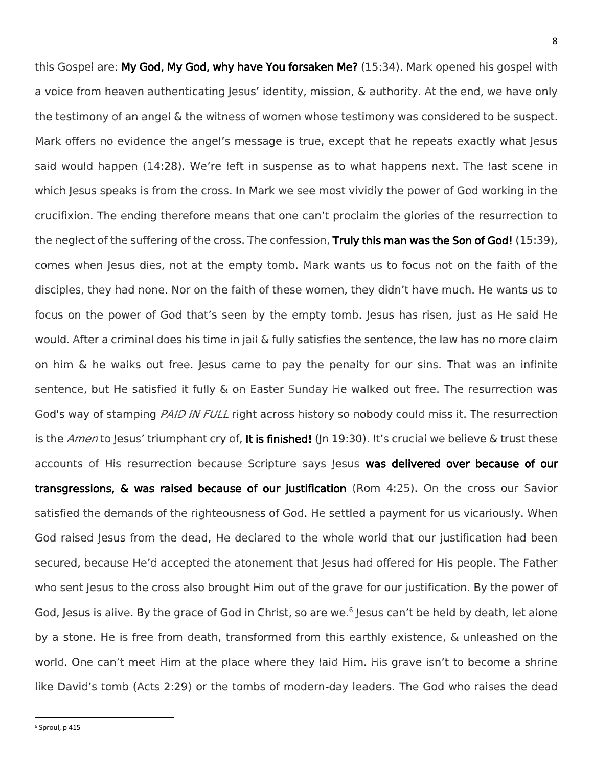this Gospel are: **My God, My God, why have You forsaken Me?** (15:34). Mark opened his gospel with a voice from heaven authenticating Jesus' identity, mission, & authority. At the end, we have only the testimony of an angel & the witness of women whose testimony was considered to be suspect. Mark offers no evidence the angel's message is true, except that he repeats exactly what Jesus said would happen (14:28). We're left in suspense as to what happens next. The last scene in which Jesus speaks is from the cross. In Mark we see most vividly the power of God working in the crucifixion. The ending therefore means that one can't proclaim the glories of the resurrection to the neglect of the suffering of the cross. The confession, **Truly this man was the Son of God!** (15:39), comes when Jesus dies, not at the empty tomb. Mark wants us to focus not on the faith of the disciples, they had none. Nor on the faith of these women, they didn't have much. He wants us to focus on the power of God that's seen by the empty tomb. Jesus has risen, just as He said He would. After a criminal does his time in jail & fully satisfies the sentence, the law has no more claim on him & he walks out free. Jesus came to pay the penalty for our sins. That was an infinite sentence, but He satisfied it fully & on Easter Sunday He walked out free. The resurrection was God's way of stamping *PAID IN FULL* right across history so nobody could miss it. The resurrection is the *Amen* to Jesus' triumphant cry of, **It is finished!** (Jn 19:30). It's crucial we believe & trust these accounts of His resurrection because Scripture says Jesus **was delivered over because of our transgressions, & was raised because of our justification** (Rom 4:25). On the cross our Savior satisfied the demands of the righteousness of God. He settled a payment for us vicariously. When God raised Jesus from the dead, He declared to the whole world that our justification had been secured, because He'd accepted the atonement that Jesus had offered for His people. The Father who sent Jesus to the cross also brought Him out of the grave for our justification. By the power of God, Jesus is alive. By the grace of God in Christ, so are we.[6] Jesus can't be held by death, let alone by a stone. He is free from death, transformed from this earthly existence, & unleashed on the world. One can't meet Him at the place where they laid Him. His grave isn't to become a shrine like David's tomb (Acts 2:29) or the tombs of modern-day leaders. The God who raises the dead

[6] Sproul, p 415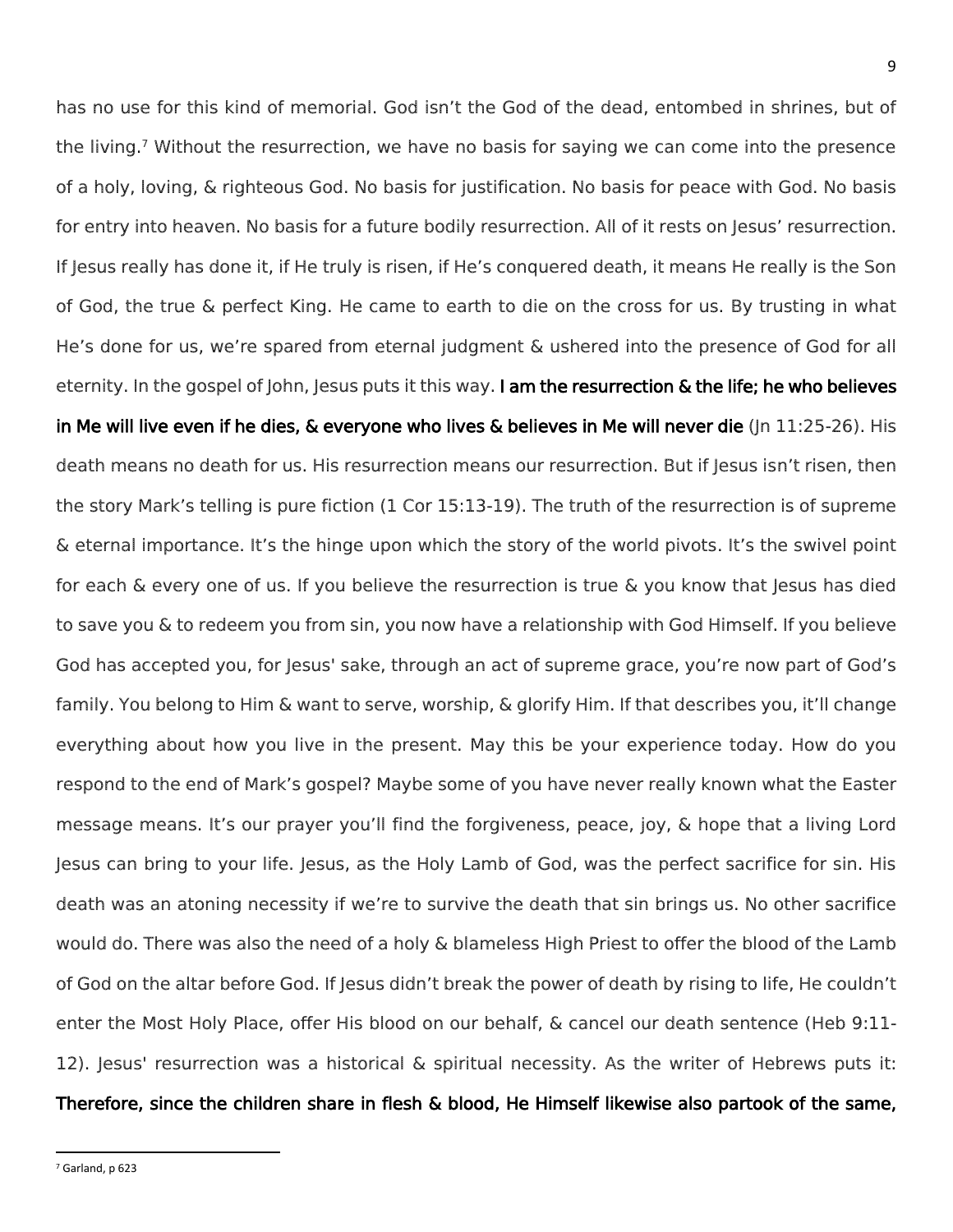has no use for this kind of memorial. God isn't the God of the dead, entombed in shrines, but of the living.[7] Without the resurrection, we have no basis for saying we can come into the presence of a holy, loving, & righteous God. No basis for justification. No basis for peace with God. No basis for entry into heaven. No basis for a future bodily resurrection. All of it rests on Jesus' resurrection. If Jesus really has done it, if He truly is risen, if He's conquered death, it means He really is the Son of God, the true & perfect King. He came to earth to die on the cross for us. By trusting in what He's done for us, we're spared from eternal judgment & ushered into the presence of God for all eternity. In the gospel of John, Jesus puts it this way. **I am the resurrection & the life; he who believes in Me will live even if he dies, & everyone who lives & believes in Me will never die** (Jn 11:25-26). His death means no death for us. His resurrection means our resurrection. But if Jesus isn't risen, then the story Mark's telling is pure fiction (1 Cor 15:13-19). The truth of the resurrection is of supreme & eternal importance. It's the hinge upon which the story of the world pivots. It's the swivel point for each & every one of us. If you believe the resurrection is true & you know that Jesus has died to save you & to redeem you from sin, you now have a relationship with God Himself. If you believe God has accepted you, for Jesus' sake, through an act of supreme grace, you're now part of God's family. You belong to Him & want to serve, worship, & glorify Him. If that describes you, it'll change everything about how you live in the present. May this be your experience today. How do you respond to the end of Mark's gospel? Maybe some of you have never really known what the Easter message means. It's our prayer you'll find the forgiveness, peace, joy, & hope that a living Lord Jesus can bring to your life. Jesus, as the Holy Lamb of God, was the perfect sacrifice for sin. His death was an atoning necessity if we're to survive the death that sin brings us. No other sacrifice would do. There was also the need of a holy & blameless High Priest to offer the blood of the Lamb of God on the altar before God. If Jesus didn't break the power of death by rising to life, He couldn't enter the Most Holy Place, offer His blood on our behalf, & cancel our death sentence (Heb 9:11-12). Jesus' resurrection was a historical & spiritual necessity. As the writer of Hebrews puts it: **Therefore, since the children share in flesh & blood, He Himself likewise also partook of the same,**

[7] Garland, p 623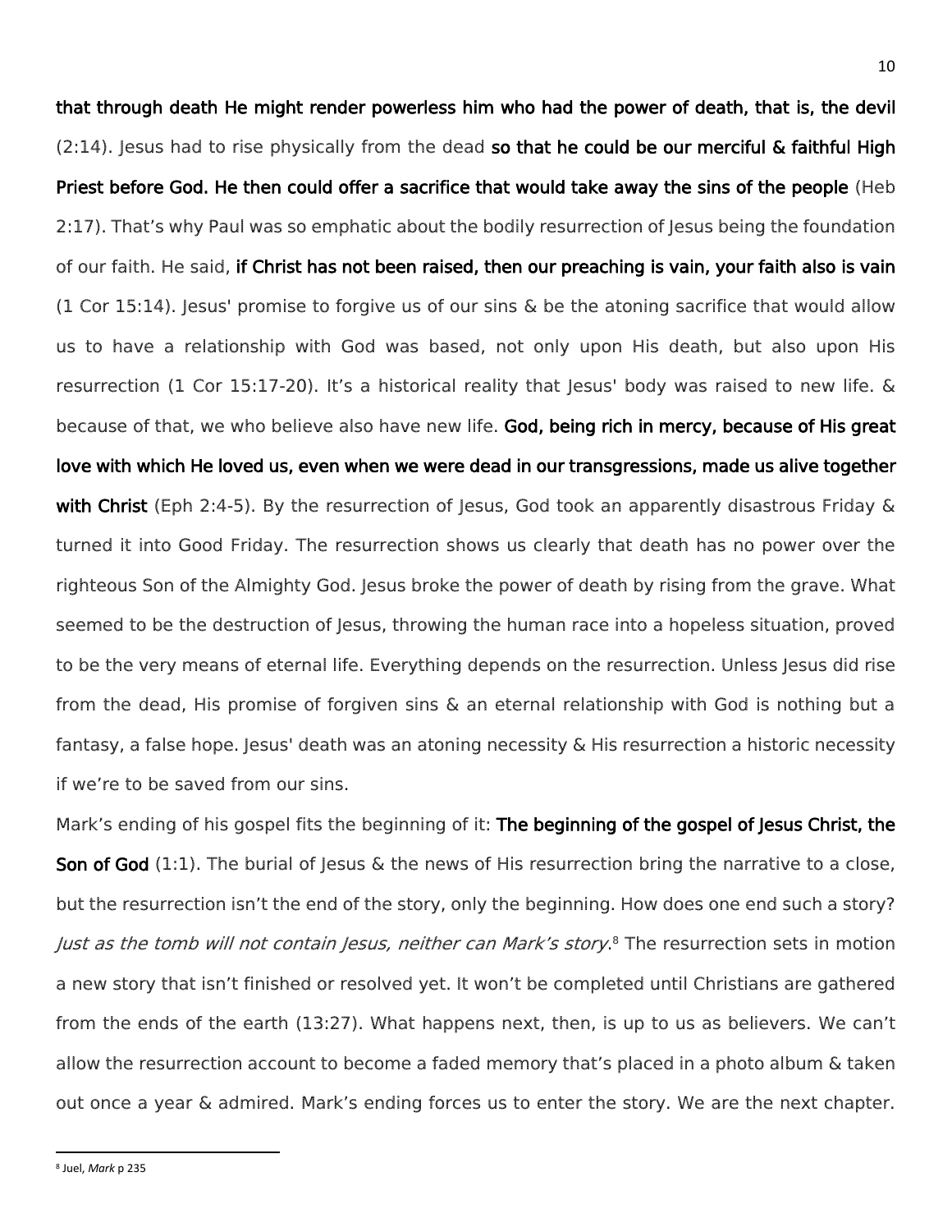**that through death He might render powerless him who had the power of death, that is, the devil** (2:14). Jesus had to rise physically from the dead **so that he could be our merciful & faithful High Priest before God. He then could offer a sacrifice that would take away the sins of the people** (Heb 2:17). That's why Paul was so emphatic about the bodily resurrection of Jesus being the foundation of our faith. He said, **if Christ has not been raised, then our preaching is vain, your faith also is vain** (1 Cor 15:14). Jesus' promise to forgive us of our sins & be the atoning sacrifice that would allow us to have a relationship with God was based, not only upon His death, but also upon His resurrection (1 Cor 15:17-20). It's a historical reality that Jesus' body was raised to new life. & because of that, we who believe also have new life. **God, being rich in mercy, because of His great love with which He loved us, even when we were dead in our transgressions, made us alive together with Christ** (Eph 2:4-5). By the resurrection of Jesus, God took an apparently disastrous Friday & turned it into Good Friday. The resurrection shows us clearly that death has no power over the righteous Son of the Almighty God. Jesus broke the power of death by rising from the grave. What seemed to be the destruction of Jesus, throwing the human race into a hopeless situation, proved to be the very means of eternal life. Everything depends on the resurrection. Unless Jesus did rise from the dead, His promise of forgiven sins & an eternal relationship with God is nothing but a fantasy, a false hope. Jesus' death was an atoning necessity & His resurrection a historic necessity if we're to be saved from our sins.

Mark's ending of his gospel fits the beginning of it: **The beginning of the gospel of Jesus Christ, the Son of God** (1:1). The burial of Jesus & the news of His resurrection bring the narrative to a close, but the resurrection isn't the end of the story, only the beginning. How does one end such a story? *Just as the tomb will not contain Jesus, neither can Mark's story*.[8] The resurrection sets in motion a new story that isn't finished or resolved yet. It won't be completed until Christians are gathered from the ends of the earth (13:27). What happens next, then, is up to us as believers. We can't allow the resurrection account to become a faded memory that's placed in a photo album & taken out once a year & admired. Mark's ending forces us to enter the story. We are the next chapter.

---

[8] Juel, *Mark* p 235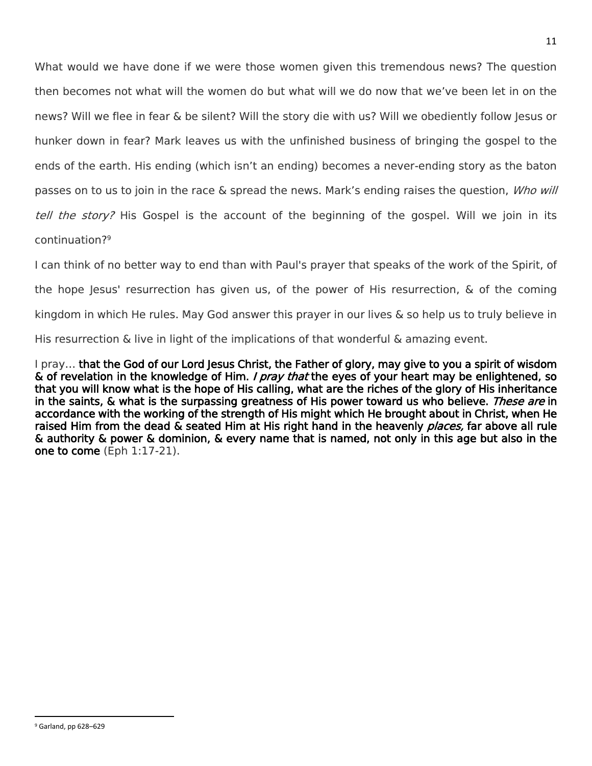What would we have done if we were those women given this tremendous news? The question then becomes not what will the women do but what will we do now that we've been let in on the news? Will we flee in fear & be silent? Will the story die with us? Will we obediently follow Jesus or hunker down in fear? Mark leaves us with the unfinished business of bringing the gospel to the ends of the earth. His ending (which isn't an ending) becomes a never-ending story as the baton passes on to us to join in the race & spread the news. Mark's ending raises the question, *Who will tell the story?* His Gospel is the account of the beginning of the gospel. Will we join in its continuation?[9]

I can think of no better way to end than with Paul's prayer that speaks of the work of the Spirit, of the hope Jesus' resurrection has given us, of the power of His resurrection, & of the coming kingdom in which He rules. May God answer this prayer in our lives & so help us to truly believe in His resurrection & live in light of the implications of that wonderful & amazing event.

I pray… **that the God of our Lord Jesus Christ, the Father of glory, may give to you a spirit of wisdom & of revelation in the knowledge of Him.** ***I pray that*** **the eyes of your heart may be enlightened, so that you will know what is the hope of His calling, what are the riches of the glory of His inheritance in the saints, & what is the surpassing greatness of His power toward us who believe.** ***These are*** **in accordance with the working of the strength of His might which He brought about in Christ, when He raised Him from the dead & seated Him at His right hand in the heavenly** ***places,*** **far above all rule & authority & power & dominion, & every name that is named, not only in this age but also in the one to come** (Eph 1:17-21).

[9] Garland, pp 628–629